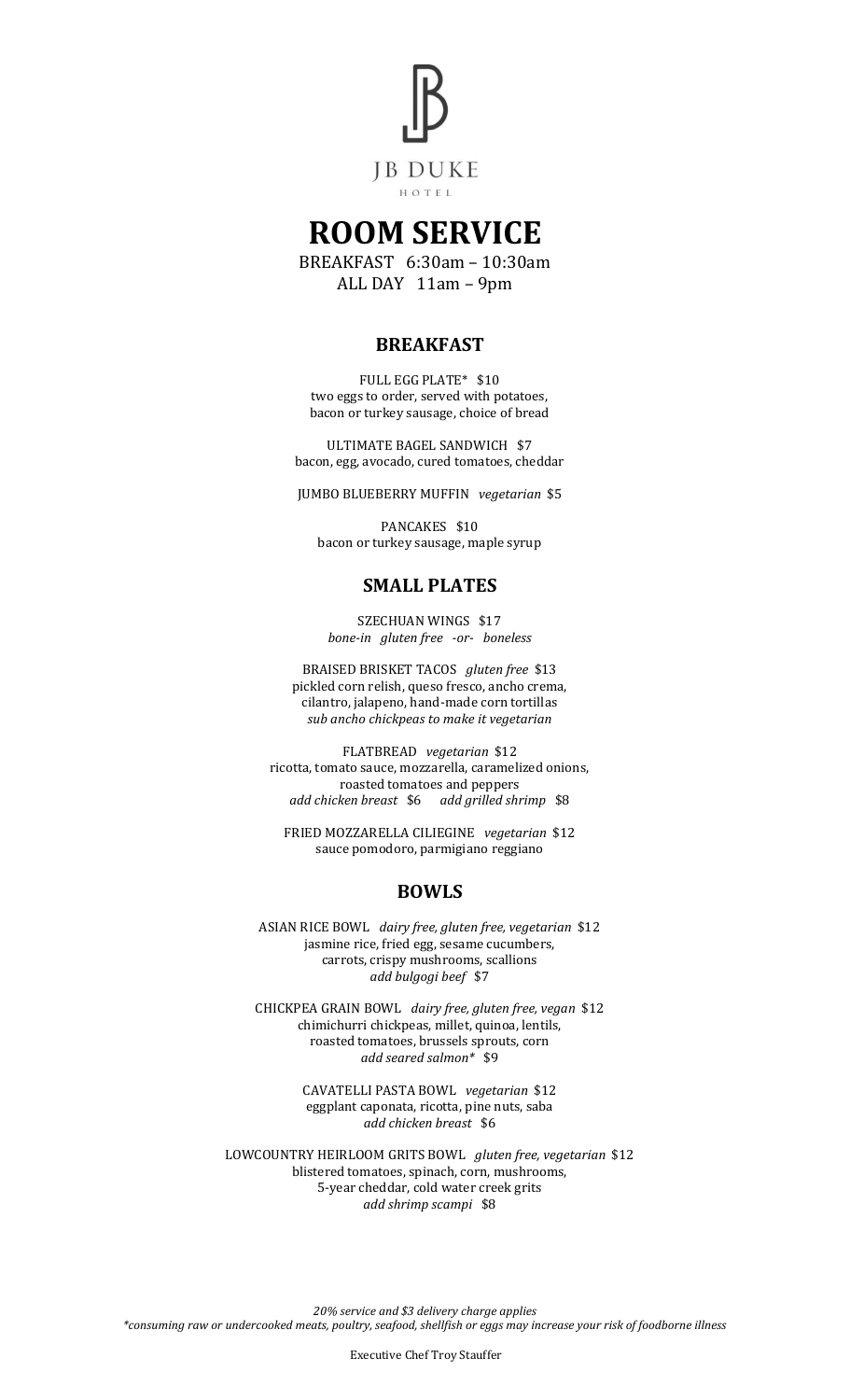JB DUKE

HOTEL

# ROOM SERVICE

BREAKFAST 6:30am – 10:30am

ALL DAY 11am – 9pm

## BREAKFAST

FULL EGG PLATE* $10
two eggs to order, served with potatoes, bacon or turkey sausage, choice of bread

ULTIMATE BAGEL SANDWICH $7
bacon, egg, avocado, cured tomatoes, cheddar

JUMBO BLUEBERRY MUFFIN *vegetarian* $5

PANCAKES $10
bacon or turkey sausage, maple syrup

## SMALL PLATES

SZECHUAN WINGS $17
*bone-in gluten free -or- boneless*

BRAISED BRISKET TACOS *gluten free* $13
pickled corn relish, queso fresco, ancho crema, cilantro, jalapeno, hand-made corn tortillas
*sub ancho chickpeas to make it vegetarian*

FLATBREAD *vegetarian* $12
ricotta, tomato sauce, mozzarella, caramelized onions, roasted tomatoes and peppers
*add chicken breast* $6 *add grilled shrimp* $8

FRIED MOZZARELLA CILIEGINE *vegetarian* $12
sauce pomodoro, parmigiano reggiano

## BOWLS

ASIAN RICE BOWL *dairy free, gluten free, vegetarian* $12
jasmine rice, fried egg, sesame cucumbers, carrots, crispy mushrooms, scallions
*add bulgogi beef* $7

CHICKPEA GRAIN BOWL *dairy free, gluten free, vegan* $12
chimichurri chickpeas, millet, quinoa, lentils, roasted tomatoes, brussels sprouts, corn
*add seared salmon** $9

CAVATELLI PASTA BOWL *vegetarian* $12
eggplant caponata, ricotta, pine nuts, saba
*add chicken breast* $6

LOWCOUNTRY HEIRLOOM GRITS BOWL *gluten free, vegetarian* $12
blistered tomatoes, spinach, corn, mushrooms, 5-year cheddar, cold water creek grits
*add shrimp scampi* $8

*20% service and $3 delivery charge applies*

**consuming raw or undercooked meats, poultry, seafood, shellfish or eggs may increase your risk of foodborne illness*

Executive Chef Troy Stauffer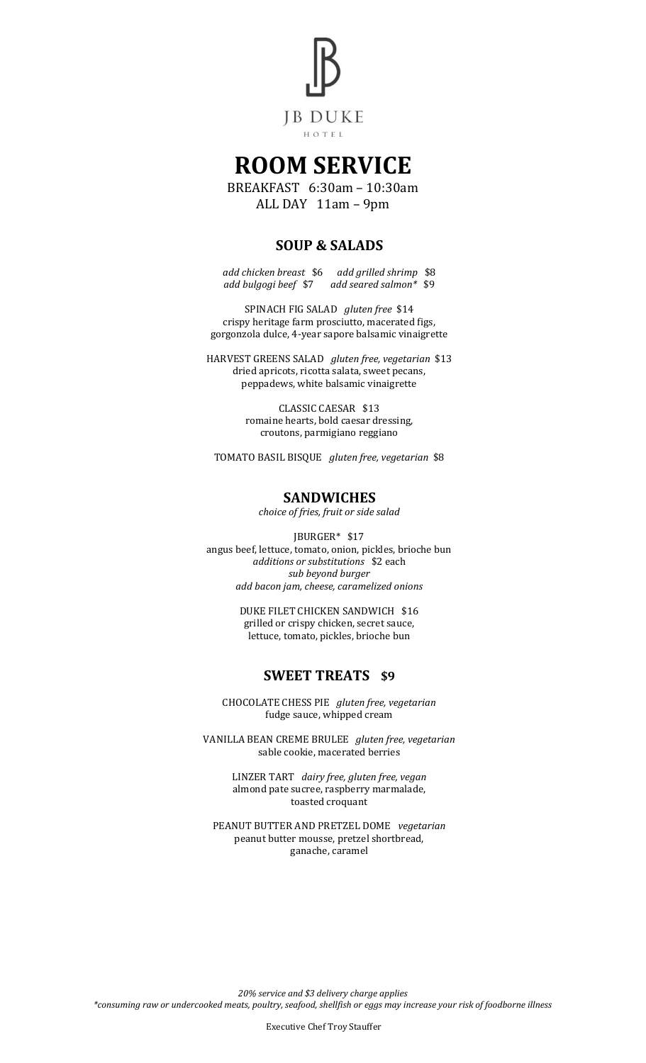JB DUKE

HOTEL

# ROOM SERVICE

BREAKFAST 6:30am – 10:30am
ALL DAY 11am – 9pm

## SOUP & SALADS

*add chicken breast* $6 *add grilled shrimp* $8
*add bulgogi beef* $7 *add seared salmon** $9

SPINACH FIG SALAD *gluten free* $14
crispy heritage farm prosciutto, macerated figs, gorgonzola dulce, 4-year sapore balsamic vinaigrette

HARVEST GREENS SALAD *gluten free, vegetarian* $13
dried apricots, ricotta salata, sweet pecans, peppadews, white balsamic vinaigrette

CLASSIC CAESAR $13
romaine hearts, bold caesar dressing, croutons, parmigiano reggiano

TOMATO BASIL BISQUE *gluten free, vegetarian* $8

## SANDWICHES

*choice of fries, fruit or side salad*

JBURGER* $17
angus beef, lettuce, tomato, onion, pickles, brioche bun
*additions or substitutions* $2 each
*sub beyond burger*
*add bacon jam, cheese, caramelized onions*

DUKE FILET CHICKEN SANDWICH $16
grilled or crispy chicken, secret sauce, lettuce, tomato, pickles, brioche bun

## SWEET TREATS $9

CHOCOLATE CHESS PIE *gluten free, vegetarian*
fudge sauce, whipped cream

VANILLA BEAN CREME BRULEE *gluten free, vegetarian*
sable cookie, macerated berries

LINZER TART *dairy free, gluten free, vegan*
almond pate sucree, raspberry marmalade, toasted croquant

PEANUT BUTTER AND PRETZEL DOME *vegetarian*
peanut butter mousse, pretzel shortbread, ganache, caramel

*20% service and $3 delivery charge applies*
**consuming raw or undercooked meats, poultry, seafood, shellfish or eggs may increase your risk of foodborne illness*

Executive Chef Troy Stauffer